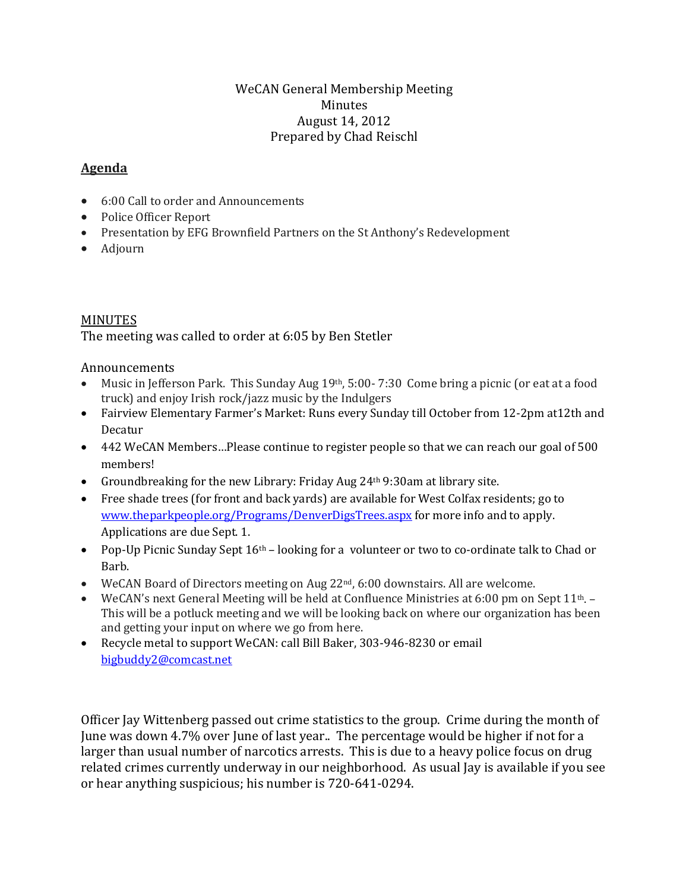# WeCAN General Membership Meeting
## Minutes
## August 14, 2012
## Prepared by Chad Reischl

**Agenda**

- 6:00 Call to order and Announcements
- Police Officer Report
- Presentation by EFG Brownfield Partners on the St Anthony's Redevelopment
- Adjourn

MINUTES

The meeting was called to order at 6:05 by Ben Stetler

Announcements

- Music in Jefferson Park. This Sunday Aug 19th, 5:00- 7:30 Come bring a picnic (or eat at a food truck) and enjoy Irish rock/jazz music by the Indulgers
- Fairview Elementary Farmer's Market: Runs every Sunday till October from 12-2pm at12th and Decatur
- 442 WeCAN Members…Please continue to register people so that we can reach our goal of 500 members!
- Groundbreaking for the new Library: Friday Aug 24th 9:30am at library site.
- Free shade trees (for front and back yards) are available for West Colfax residents; go to www.theparkpeople.org/Programs/DenverDigsTrees.aspx for more info and to apply. Applications are due Sept. 1.
- Pop-Up Picnic Sunday Sept 16th – looking for a volunteer or two to co-ordinate talk to Chad or Barb.
- WeCAN Board of Directors meeting on Aug 22nd, 6:00 downstairs. All are welcome.
- WeCAN's next General Meeting will be held at Confluence Ministries at 6:00 pm on Sept 11th. – This will be a potluck meeting and we will be looking back on where our organization has been and getting your input on where we go from here.
- Recycle metal to support WeCAN: call Bill Baker, 303-946-8230 or email bigbuddy2@comcast.net

Officer Jay Wittenberg passed out crime statistics to the group. Crime during the month of June was down 4.7% over June of last year.. The percentage would be higher if not for a larger than usual number of narcotics arrests. This is due to a heavy police focus on drug related crimes currently underway in our neighborhood. As usual Jay is available if you see or hear anything suspicious; his number is 720-641-0294.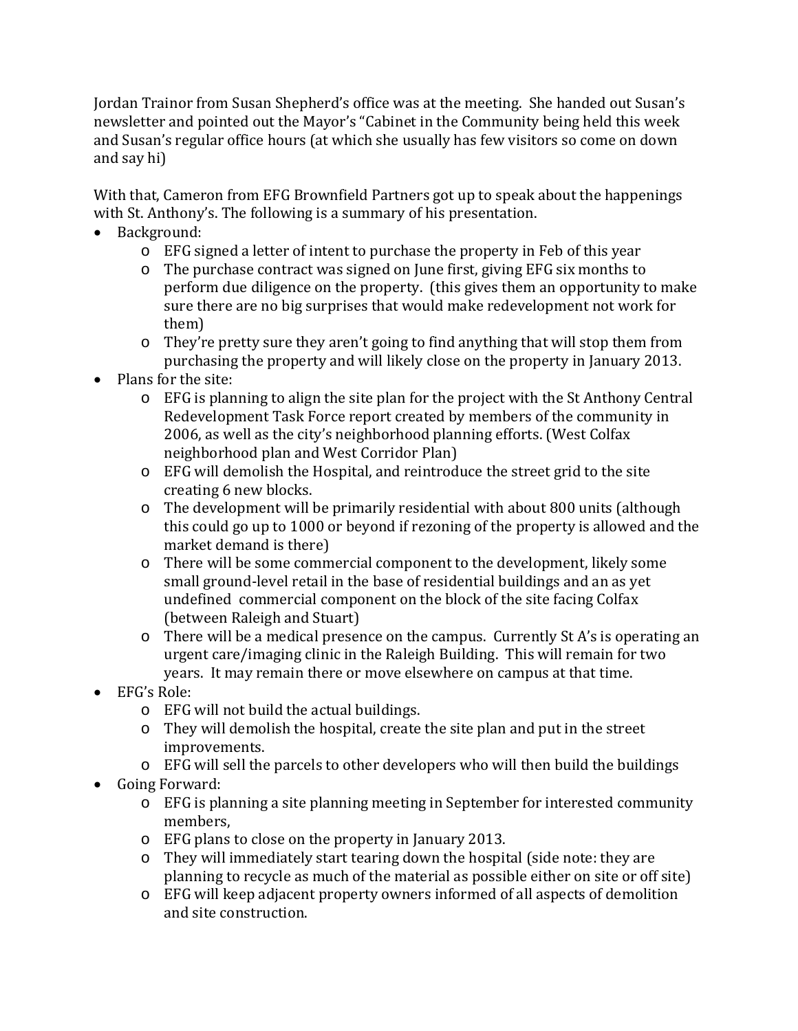Jordan Trainor from Susan Shepherd's office was at the meeting. She handed out Susan's newsletter and pointed out the Mayor's "Cabinet in the Community being held this week and Susan's regular office hours (at which she usually has few visitors so come on down and say hi)

With that, Cameron from EFG Brownfield Partners got up to speak about the happenings with St. Anthony's. The following is a summary of his presentation.

- Background:
  - EFG signed a letter of intent to purchase the property in Feb of this year
  - The purchase contract was signed on June first, giving EFG six months to perform due diligence on the property. (this gives them an opportunity to make sure there are no big surprises that would make redevelopment not work for them)
  - They're pretty sure they aren't going to find anything that will stop them from purchasing the property and will likely close on the property in January 2013.
- Plans for the site:
  - EFG is planning to align the site plan for the project with the St Anthony Central Redevelopment Task Force report created by members of the community in 2006, as well as the city's neighborhood planning efforts. (West Colfax neighborhood plan and West Corridor Plan)
  - EFG will demolish the Hospital, and reintroduce the street grid to the site creating 6 new blocks.
  - The development will be primarily residential with about 800 units (although this could go up to 1000 or beyond if rezoning of the property is allowed and the market demand is there)
  - There will be some commercial component to the development, likely some small ground-level retail in the base of residential buildings and an as yet undefined commercial component on the block of the site facing Colfax (between Raleigh and Stuart)
  - There will be a medical presence on the campus. Currently St A's is operating an urgent care/imaging clinic in the Raleigh Building. This will remain for two years. It may remain there or move elsewhere on campus at that time.
- EFG's Role:
  - EFG will not build the actual buildings.
  - They will demolish the hospital, create the site plan and put in the street improvements.
  - EFG will sell the parcels to other developers who will then build the buildings
- Going Forward:
  - EFG is planning a site planning meeting in September for interested community members,
  - EFG plans to close on the property in January 2013.
  - They will immediately start tearing down the hospital (side note: they are planning to recycle as much of the material as possible either on site or off site)
  - EFG will keep adjacent property owners informed of all aspects of demolition and site construction.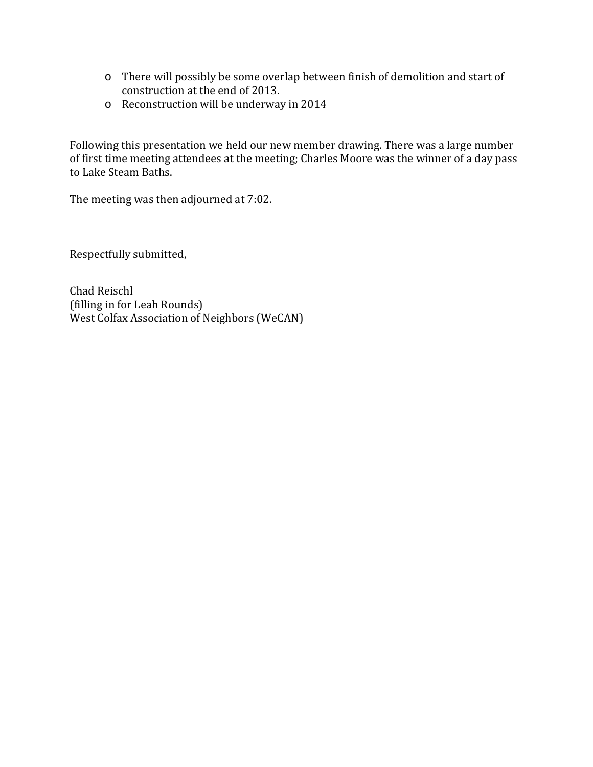- There will possibly be some overlap between finish of demolition and start of construction at the end of 2013.
- Reconstruction will be underway in 2014

Following this presentation we held our new member drawing. There was a large number of first time meeting attendees at the meeting; Charles Moore was the winner of a day pass to Lake Steam Baths.

The meeting was then adjourned at 7:02.

Respectfully submitted,

Chad Reischl
(filling in for Leah Rounds)
West Colfax Association of Neighbors (WeCAN)